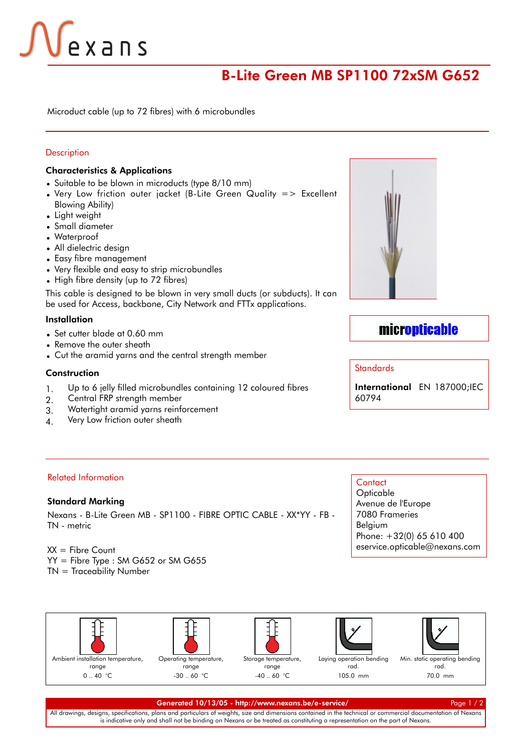# B-Lite Green MB SP1100 72xSM G652

Microduct cable (up to 72 fibres) with 6 microbundles

## Description

### Characteristics & Applications

- Suitable to be blown in microducts (type 8/10 mm)
- Very Low friction outer jacket (B-Lite Green Quality => Excellent Blowing Ability)
- Light weight
- Small diameter
- Waterproof
- All dielectric design
- Easy fibre management
- Very flexible and easy to strip microbundles
- High fibre density (up to 72 fibres)

This cable is designed to be blown in very small ducts (or subducts). It can be used for Access, backbone, City Network and FTTx applications.

### Installation

- Set cutter blade at 0.60 mm
- Remove the outer sheath
- Cut the aramid yarns and the central strength member

### Construction

1. Up to 6 jelly filled microbundles containing 12 coloured fibres
2. Central FRP strength member
3. Watertight aramid yarns reinforcement
4. Very Low friction outer sheath

microopticable

### Standards

**International** EN 187000;IEC 60794

## Related Information

### Standard Marking

Nexans - B-Lite Green MB - SP1100 - FIBRE OPTIC CABLE - XX*YY - FB - TN - metric

XX = Fibre Count
YY = Fibre Type : SM G652 or SM G655
TN = Traceability Number

### Contact

Opticable
Avenue de l'Europe
7080 Frameries
Belgium
Phone: +32(0) 65 610 400
eservice.opticable@nexans.com

| Ambient installation temperature, range | Operating temperature, range | Storage temperature, range | Laying operation bending rad. | Min. static operating bending rad. |
|---|---|---|---|---|
| 0 .. 40 °C | -30 .. 60 °C | -40 .. 60 °C | 105.0 mm | 70.0 mm |

Generated 10/13/05 - http://www.nexans.be/e-service/

All drawings, designs, specifications, plans and particulars of weights, size and dimensions contained in the technical or commercial documentation of Nexans is indicative only and shall not be binding on Nexans or be treated as constituting a representation on the part of Nexans.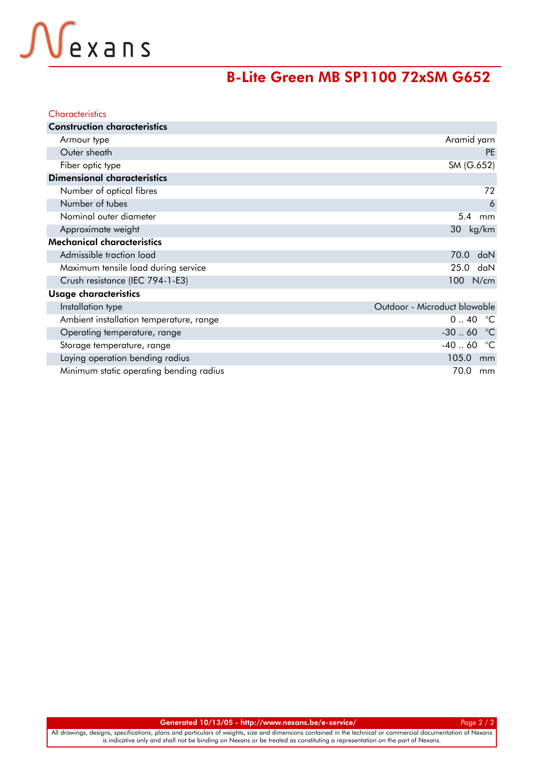# B-Lite Green MB SP1100 72xSM G652

Characteristics

| | |
|---|---|
| **Construction characteristics** | |
| Armour type | Aramid yarn |
| Outer sheath | PE |
| Fiber optic type | SM (G.652) |
| **Dimensional characteristics** | |
| Number of optical fibres | 72 |
| Number of tubes | 6 |
| Nominal outer diameter | 5.4 mm |
| Approximate weight | 30 kg/km |
| **Mechanical characteristics** | |
| Admissible traction load | 70.0 daN |
| Maximum tensile load during service | 25.0 daN |
| Crush resistance (IEC 794-1-E3) | 100 N/cm |
| **Usage characteristics** | |
| Installation type | Outdoor - Microduct blowable |
| Ambient installation temperature, range | 0 .. 40 °C |
| Operating temperature, range | -30 .. 60 °C |
| Storage temperature, range | -40 .. 60 °C |
| Laying operation bending radius | 105.0 mm |
| Minimum static operating bending radius | 70.0 mm |

Generated 10/13/05 - http://www.nexans.be/e-service/

All drawings, designs, specifications, plans and particulars of weights, size and dimensions contained in the technical or commercial documentation of Nexans is indicative only and shall not be binding on Nexans or be treated as constituting a representation on the part of Nexans.